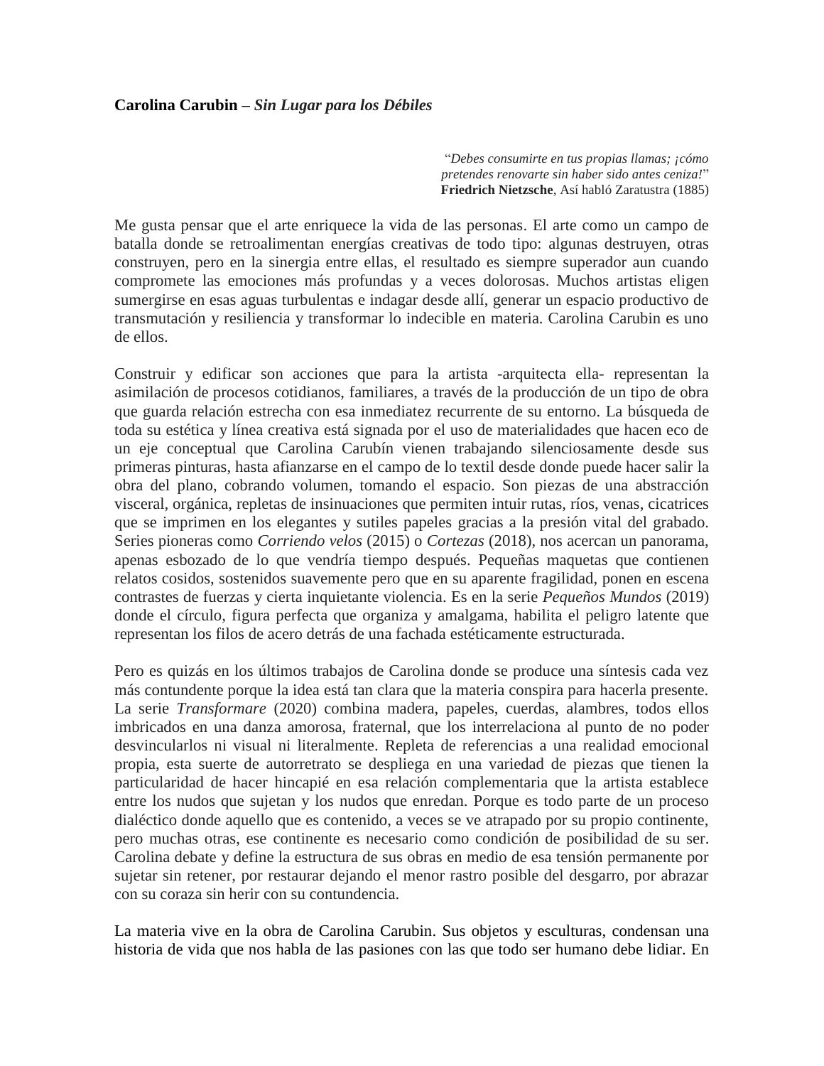**Carolina Carubin –** ***Sin Lugar para los Débiles***

> "*Debes consumirte en tus propias llamas; ¡cómo pretendes renovarte sin haber sido antes ceniza!*"
> **Friedrich Nietzsche**, Así habló Zaratustra (1885)

Me gusta pensar que el arte enriquece la vida de las personas. El arte como un campo de batalla donde se retroalimentan energías creativas de todo tipo: algunas destruyen, otras construyen, pero en la sinergia entre ellas, el resultado es siempre superador aun cuando compromete las emociones más profundas y a veces dolorosas. Muchos artistas eligen sumergirse en esas aguas turbulentas e indagar desde allí, generar un espacio productivo de transmutación y resiliencia y transformar lo indecible en materia. Carolina Carubin es uno de ellos.

Construir y edificar son acciones que para la artista -arquitecta ella- representan la asimilación de procesos cotidianos, familiares, a través de la producción de un tipo de obra que guarda relación estrecha con esa inmediatez recurrente de su entorno. La búsqueda de toda su estética y línea creativa está signada por el uso de materialidades que hacen eco de un eje conceptual que Carolina Carubín vienen trabajando silenciosamente desde sus primeras pinturas, hasta afianzarse en el campo de lo textil desde donde puede hacer salir la obra del plano, cobrando volumen, tomando el espacio. Son piezas de una abstracción visceral, orgánica, repletas de insinuaciones que permiten intuir rutas, ríos, venas, cicatrices que se imprimen en los elegantes y sutiles papeles gracias a la presión vital del grabado. Series pioneras como *Corriendo velos* (2015) o *Cortezas* (2018), nos acercan un panorama, apenas esbozado de lo que vendría tiempo después. Pequeñas maquetas que contienen relatos cosidos, sostenidos suavemente pero que en su aparente fragilidad, ponen en escena contrastes de fuerzas y cierta inquietante violencia. Es en la serie *Pequeños Mundos* (2019) donde el círculo, figura perfecta que organiza y amalgama, habilita el peligro latente que representan los filos de acero detrás de una fachada estéticamente estructurada.

Pero es quizás en los últimos trabajos de Carolina donde se produce una síntesis cada vez más contundente porque la idea está tan clara que la materia conspira para hacerla presente. La serie *Transformare* (2020) combina madera, papeles, cuerdas, alambres, todos ellos imbricados en una danza amorosa, fraternal, que los interrelaciona al punto de no poder desvincularlos ni visual ni literalmente. Repleta de referencias a una realidad emocional propia, esta suerte de autorretrato se despliega en una variedad de piezas que tienen la particularidad de hacer hincapié en esa relación complementaria que la artista establece entre los nudos que sujetan y los nudos que enredan. Porque es todo parte de un proceso dialéctico donde aquello que es contenido, a veces se ve atrapado por su propio continente, pero muchas otras, ese continente es necesario como condición de posibilidad de su ser. Carolina debate y define la estructura de sus obras en medio de esa tensión permanente por sujetar sin retener, por restaurar dejando el menor rastro posible del desgarro, por abrazar con su coraza sin herir con su contundencia.

La materia vive en la obra de Carolina Carubin. Sus objetos y esculturas, condensan una historia de vida que nos habla de las pasiones con las que todo ser humano debe lidiar. En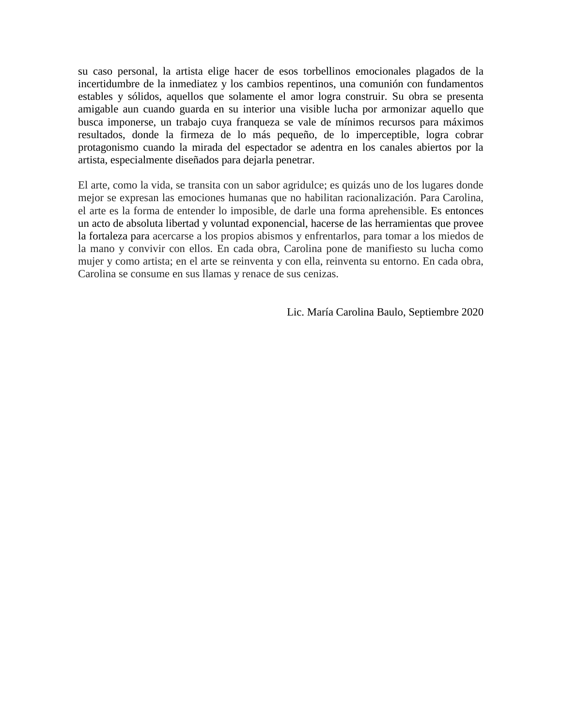su caso personal, la artista elige hacer de esos torbellinos emocionales plagados de la incertidumbre de la inmediatez y los cambios repentinos, una comunión con fundamentos estables y sólidos, aquellos que solamente el amor logra construir. Su obra se presenta amigable aun cuando guarda en su interior una visible lucha por armonizar aquello que busca imponerse, un trabajo cuya franqueza se vale de mínimos recursos para máximos resultados, donde la firmeza de lo más pequeño, de lo imperceptible, logra cobrar protagonismo cuando la mirada del espectador se adentra en los canales abiertos por la artista, especialmente diseñados para dejarla penetrar.

El arte, como la vida, se transita con un sabor agridulce; es quizás uno de los lugares donde mejor se expresan las emociones humanas que no habilitan racionalización. Para Carolina, el arte es la forma de entender lo imposible, de darle una forma aprehensible. Es entonces un acto de absoluta libertad y voluntad exponencial, hacerse de las herramientas que provee la fortaleza para acercarse a los propios abismos y enfrentarlos, para tomar a los miedos de la mano y convivir con ellos. En cada obra, Carolina pone de manifiesto su lucha como mujer y como artista; en el arte se reinventa y con ella, reinventa su entorno. En cada obra, Carolina se consume en sus llamas y renace de sus cenizas.

Lic. María Carolina Baulo, Septiembre 2020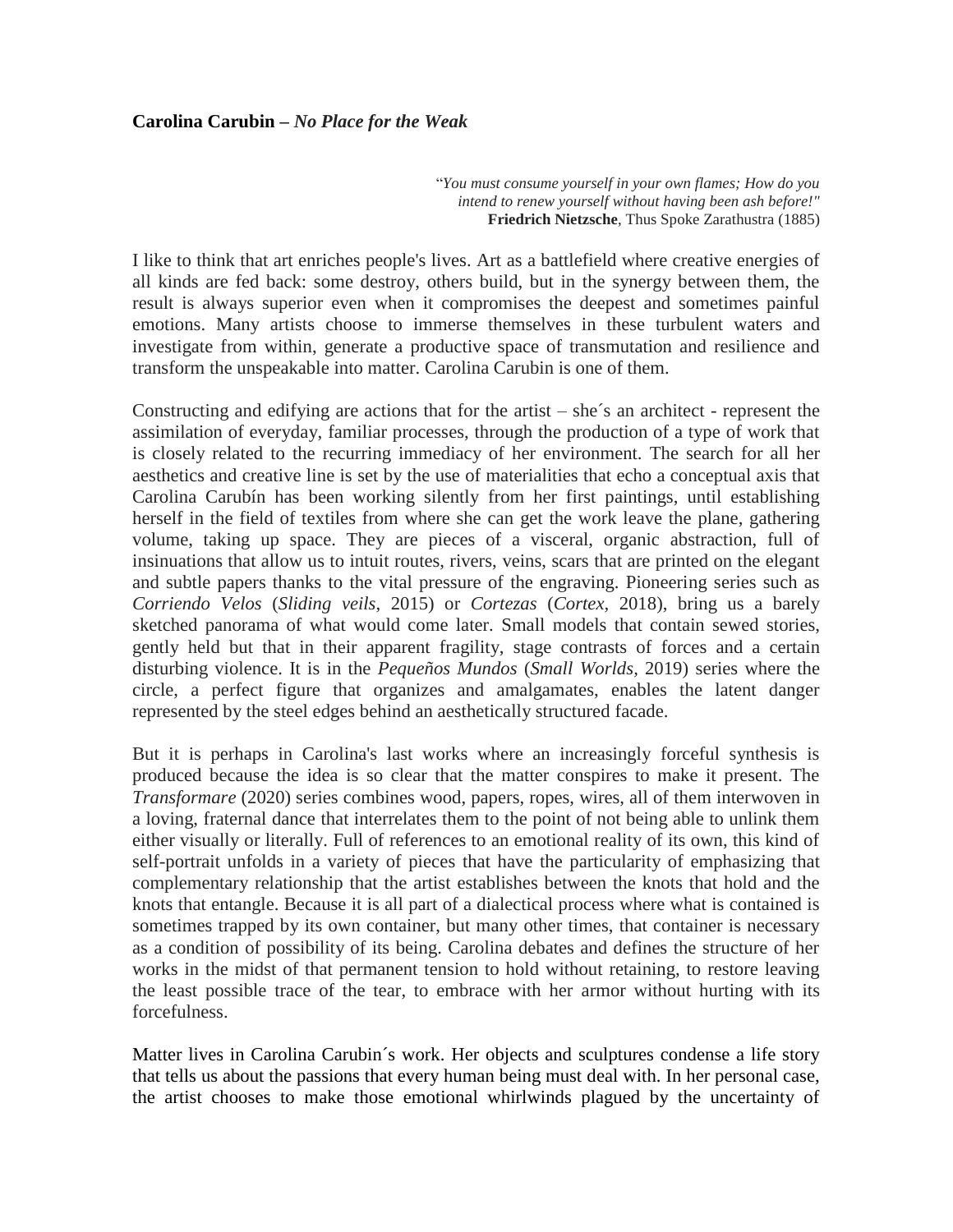**Carolina Carubin – *No Place for the Weak***

"*You must consume yourself in your own flames; How do you intend to renew yourself without having been ash before!"*
**Friedrich Nietzsche**, Thus Spoke Zarathustra (1885)

I like to think that art enriches people's lives. Art as a battlefield where creative energies of all kinds are fed back: some destroy, others build, but in the synergy between them, the result is always superior even when it compromises the deepest and sometimes painful emotions. Many artists choose to immerse themselves in these turbulent waters and investigate from within, generate a productive space of transmutation and resilience and transform the unspeakable into matter. Carolina Carubin is one of them.

Constructing and edifying are actions that for the artist – she´s an architect - represent the assimilation of everyday, familiar processes, through the production of a type of work that is closely related to the recurring immediacy of her environment. The search for all her aesthetics and creative line is set by the use of materialities that echo a conceptual axis that Carolina Carubín has been working silently from her first paintings, until establishing herself in the field of textiles from where she can get the work leave the plane, gathering volume, taking up space. They are pieces of a visceral, organic abstraction, full of insinuations that allow us to intuit routes, rivers, veins, scars that are printed on the elegant and subtle papers thanks to the vital pressure of the engraving. Pioneering series such as *Corriendo Velos* (*Sliding veils*, 2015) or *Cortezas* (*Cortex*, 2018), bring us a barely sketched panorama of what would come later. Small models that contain sewed stories, gently held but that in their apparent fragility, stage contrasts of forces and a certain disturbing violence. It is in the *Pequeños Mundos* (*Small Worlds*, 2019) series where the circle, a perfect figure that organizes and amalgamates, enables the latent danger represented by the steel edges behind an aesthetically structured facade.

But it is perhaps in Carolina's last works where an increasingly forceful synthesis is produced because the idea is so clear that the matter conspires to make it present. The *Transformare* (2020) series combines wood, papers, ropes, wires, all of them interwoven in a loving, fraternal dance that interrelates them to the point of not being able to unlink them either visually or literally. Full of references to an emotional reality of its own, this kind of self-portrait unfolds in a variety of pieces that have the particularity of emphasizing that complementary relationship that the artist establishes between the knots that hold and the knots that entangle. Because it is all part of a dialectical process where what is contained is sometimes trapped by its own container, but many other times, that container is necessary as a condition of possibility of its being. Carolina debates and defines the structure of her works in the midst of that permanent tension to hold without retaining, to restore leaving the least possible trace of the tear, to embrace with her armor without hurting with its forcefulness.

Matter lives in Carolina Carubin´s work. Her objects and sculptures condense a life story that tells us about the passions that every human being must deal with. In her personal case, the artist chooses to make those emotional whirlwinds plagued by the uncertainty of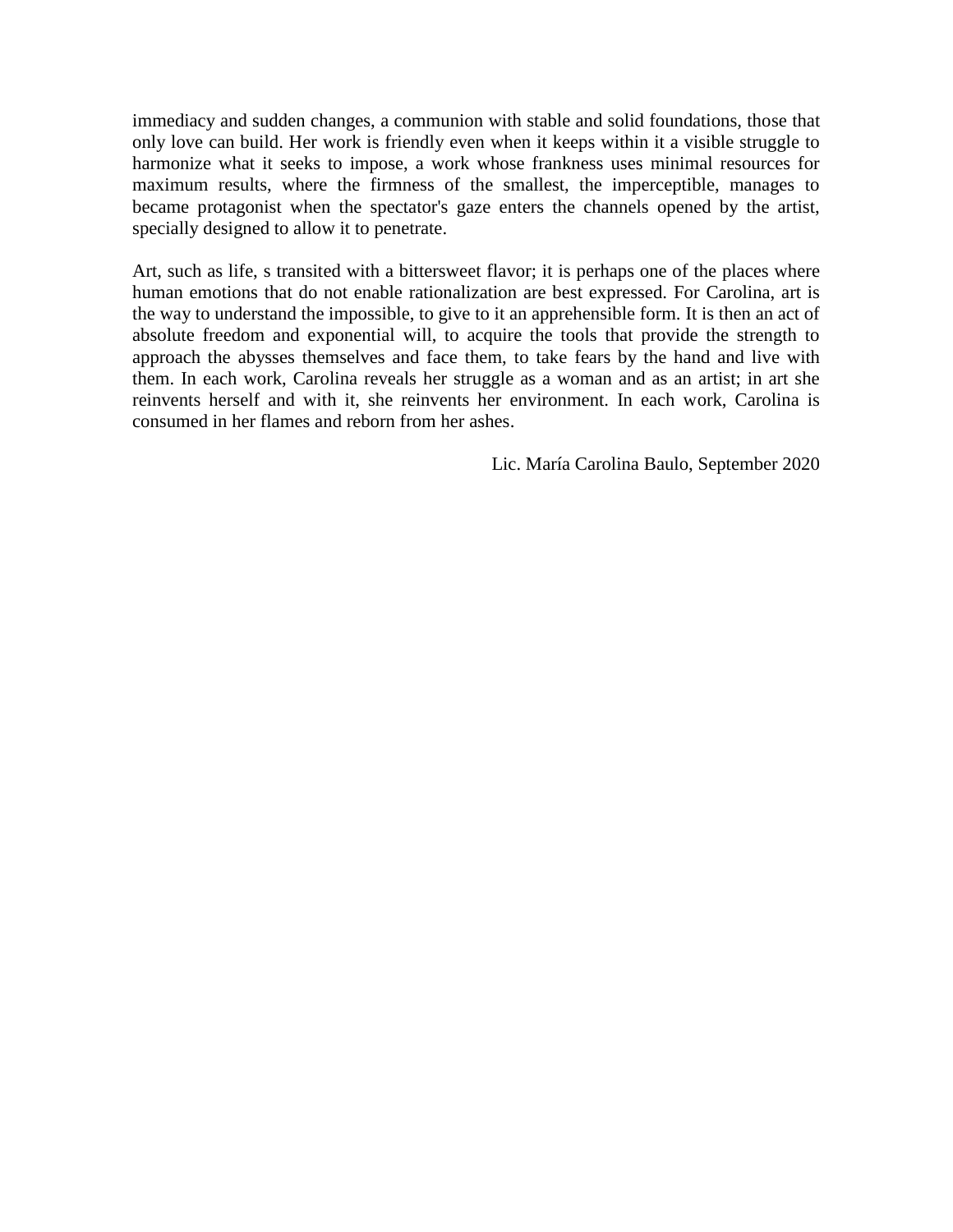immediacy and sudden changes, a communion with stable and solid foundations, those that only love can build. Her work is friendly even when it keeps within it a visible struggle to harmonize what it seeks to impose, a work whose frankness uses minimal resources for maximum results, where the firmness of the smallest, the imperceptible, manages to became protagonist when the spectator's gaze enters the channels opened by the artist, specially designed to allow it to penetrate.

Art, such as life, s transited with a bittersweet flavor; it is perhaps one of the places where human emotions that do not enable rationalization are best expressed. For Carolina, art is the way to understand the impossible, to give to it an apprehensible form. It is then an act of absolute freedom and exponential will, to acquire the tools that provide the strength to approach the abysses themselves and face them, to take fears by the hand and live with them. In each work, Carolina reveals her struggle as a woman and as an artist; in art she reinvents herself and with it, she reinvents her environment. In each work, Carolina is consumed in her flames and reborn from her ashes.

Lic. María Carolina Baulo, September 2020